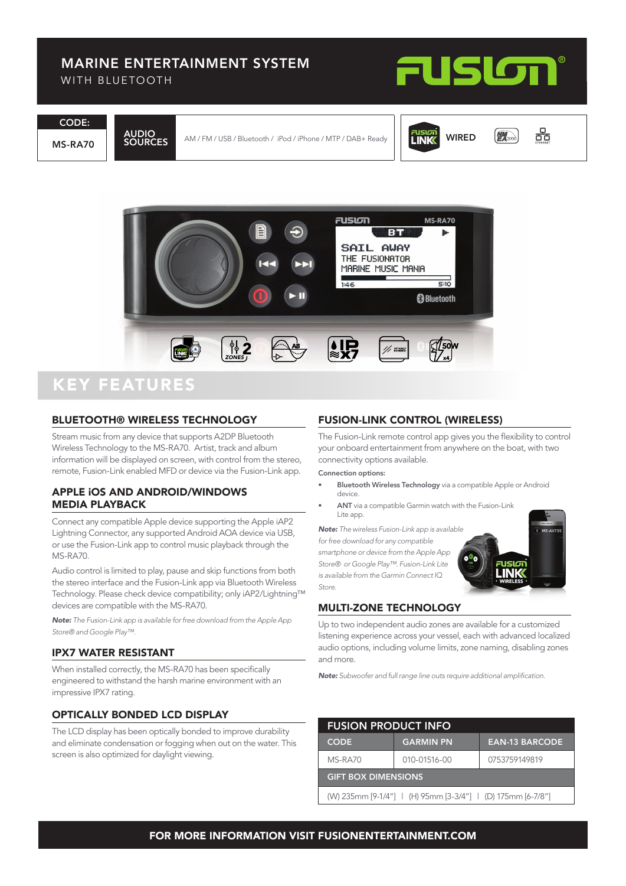# MARINE ENTERTAINMENT SYSTEM

WITH BLUETOOTH

FUSION®

| CODE: | AUDIO SOURCES | |
|---|---|---|
| MS-RA70 | AM / FM / USB / Bluetooth / iPod / iPhone / MTP / DAB+ Ready | FUSION LINK WIRED · NMEA 2000 · ETHERNET |

## KEY FEATURES

### BLUETOOTH® WIRELESS TECHNOLOGY

Stream music from any device that supports A2DP Bluetooth Wireless Technology to the MS-RA70. Artist, track and album information will be displayed on screen, with control from the stereo, remote, Fusion-Link enabled MFD or device via the Fusion-Link app.

### APPLE iOS AND ANDROID/WINDOWS MEDIA PLAYBACK

Connect any compatible Apple device supporting the Apple iAP2 Lightning Connector, any supported Android AOA device via USB, or use the Fusion-Link app to control music playback through the MS-RA70.

Audio control is limited to play, pause and skip functions from both the stereo interface and the Fusion-Link app via Bluetooth Wireless Technology. Please check device compatibility; only iAP2/Lightning™ devices are compatible with the MS-RA70.

***Note:*** *The Fusion-Link app is available for free download from the Apple App Store® and Google Play™.*

### IPX7 WATER RESISTANT

When installed correctly, the MS-RA70 has been specifically engineered to withstand the harsh marine environment with an impressive IPX7 rating.

### OPTICALLY BONDED LCD DISPLAY

The LCD display has been optically bonded to improve durability and eliminate condensation or fogging when out on the water. This screen is also optimized for daylight viewing.

### FUSION-LINK CONTROL (WIRELESS)

The Fusion-Link remote control app gives you the flexibility to control your onboard entertainment from anywhere on the boat, with two connectivity options available.

**Connection options:**

- **Bluetooth Wireless Technology** via a compatible Apple or Android device.
- **ANT** via a compatible Garmin watch with the Fusion-Link Lite app.

***Note:*** *The wireless Fusion-Link app is available for free download for any compatible smartphone or device from the Apple App Store® or Google Play™. Fusion-Link Lite is available from the Garmin Connect IQ Store.*

### MULTI-ZONE TECHNOLOGY

Up to two independent audio zones are available for a customized listening experience across your vessel, each with advanced localized audio options, including volume limits, zone naming, disabling zones and more.

***Note:*** *Subwoofer and full range line outs require additional amplification.*

### FUSION PRODUCT INFO

| CODE | GARMIN PN | EAN-13 BARCODE |
|---|---|---|
| MS-RA70 | 010-01516-00 | 0753759149819 |
| **GIFT BOX DIMENSIONS** | | |
| (W) 235mm [9-1/4"] \| (H) 95mm [3-3/4"] \| (D) 175mm [6-7/8"] | | |

**FOR MORE INFORMATION VISIT FUSIONENTERTAINMENT.COM**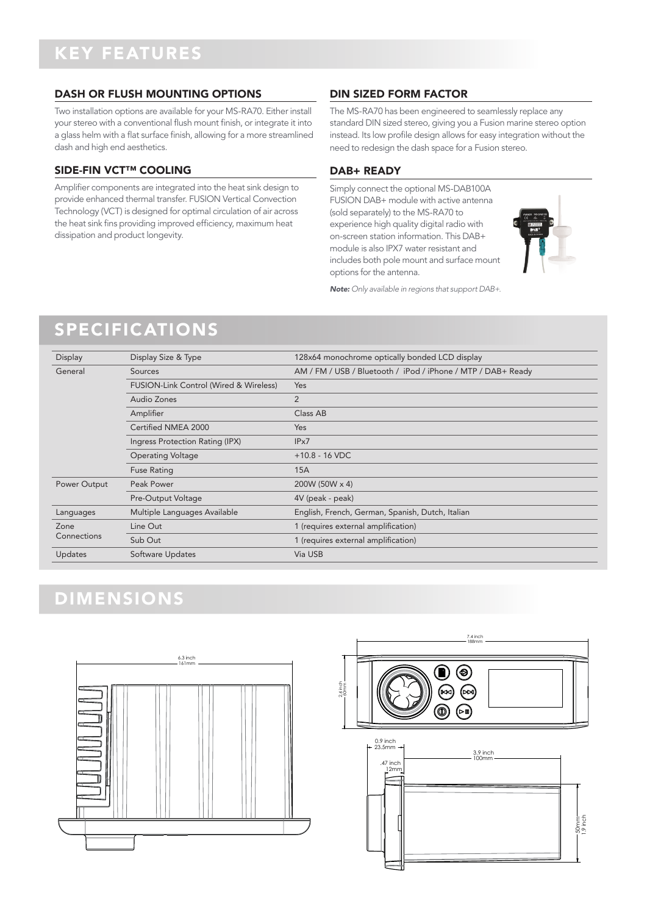# KEY FEATURES

### DASH OR FLUSH MOUNTING OPTIONS

Two installation options are available for your MS-RA70. Either install your stereo with a conventional flush mount finish, or integrate it into a glass helm with a flat surface finish, allowing for a more streamlined dash and high end aesthetics.

### SIDE-FIN VCT™ COOLING

Amplifier components are integrated into the heat sink design to provide enhanced thermal transfer. FUSION Vertical Convection Technology (VCT) is designed for optimal circulation of air across the heat sink fins providing improved efficiency, maximum heat dissipation and product longevity.

### DIN SIZED FORM FACTOR

The MS-RA70 has been engineered to seamlessly replace any standard DIN sized stereo, giving you a Fusion marine stereo option instead. Its low profile design allows for easy integration without the need to redesign the dash space for a Fusion stereo.

### DAB+ READY

Simply connect the optional MS-DAB100A FUSION DAB+ module with active antenna (sold separately) to the MS-RA70 to experience high quality digital radio with on-screen station information. This DAB+ module is also IPX7 water resistant and includes both pole mount and surface mount options for the antenna.

***Note:*** *Only available in regions that support DAB+.*

# SPECIFICATIONS

| | | |
|---|---|---|
| Display | Display Size & Type | 128x64 monochrome optically bonded LCD display |
| General | Sources | AM / FM / USB / Bluetooth / iPod / iPhone / MTP / DAB+ Ready |
| | FUSION-Link Control (Wired & Wireless) | Yes |
| | Audio Zones | 2 |
| | Amplifier | Class AB |
| | Certified NMEA 2000 | Yes |
| | Ingress Protection Rating (IPX) | IPx7 |
| | Operating Voltage | +10.8 - 16 VDC |
| | Fuse Rating | 15A |
| Power Output | Peak Power | 200W (50W x 4) |
| | Pre-Output Voltage | 4V (peak - peak) |
| Languages | Multiple Languages Available | English, French, German, Spanish, Dutch, Italian |
| Zone Connections | Line Out | 1 (requires external amplification) |
| | Sub Out | 1 (requires external amplification) |
| Updates | Software Updates | Via USB |

# DIMENSIONS

6.3 inch
161mm

7.4 inch
188mm

2.4 inch
60mm

0.9 inch
23.5mm

.47 inch
12mm

3.9 inch
100mm

50mm
1.9 inch